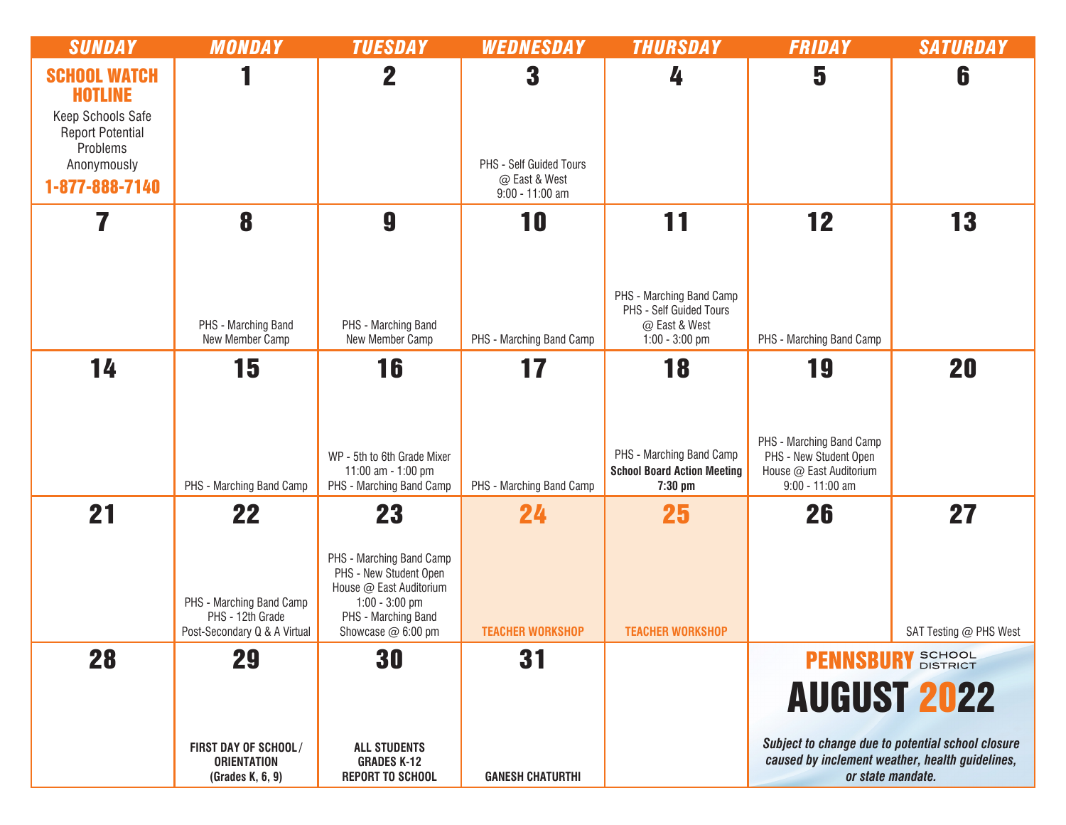# PENNSBURY SCHOOL DISTRICT

# AUGUST 2022

| SUNDAY | MONDAY | TUESDAY | WEDNESDAY | THURSDAY | FRIDAY | SATURDAY |
| --- | --- | --- | --- | --- | --- | --- |
| **SCHOOL WATCH HOTLINE** Keep Schools Safe Report Potential Problems Anonymously **1-877-888-7140** | **1** | **2** | **3** PHS - Self Guided Tours @ East & West 9:00 - 11:00 am | **4** | **5** | **6** |
| **7** | **8** PHS - Marching Band New Member Camp | **9** PHS - Marching Band New Member Camp | **10** PHS - Marching Band Camp | **11** PHS - Marching Band Camp PHS - Self Guided Tours @ East & West 1:00 - 3:00 pm | **12** PHS - Marching Band Camp | **13** |
| **14** | **15** PHS - Marching Band Camp | **16** WP - 5th to 6th Grade Mixer 11:00 am - 1:00 pm PHS - Marching Band Camp | **17** PHS - Marching Band Camp | **18** PHS - Marching Band Camp **School Board Action Meeting 7:30 pm** | **19** PHS - Marching Band Camp PHS - New Student Open House @ East Auditorium 9:00 - 11:00 am | **20** |
| **21** | **22** PHS - Marching Band Camp PHS - 12th Grade Post-Secondary Q & A Virtual | **23** PHS - Marching Band Camp PHS - New Student Open House @ East Auditorium 1:00 - 3:00 pm PHS - Marching Band Showcase @ 6:00 pm | **24** **TEACHER WORKSHOP** | **25** **TEACHER WORKSHOP** | **26** | **27** SAT Testing @ PHS West |
| **28** | **29** **FIRST DAY OF SCHOOL/ ORIENTATION (Grades K, 6, 9)** | **30** **ALL STUDENTS GRADES K-12 REPORT TO SCHOOL** | **31** **GANESH CHATURTHI** | | | |

***Subject to change due to potential school closure caused by inclement weather, health guidelines, or state mandate.***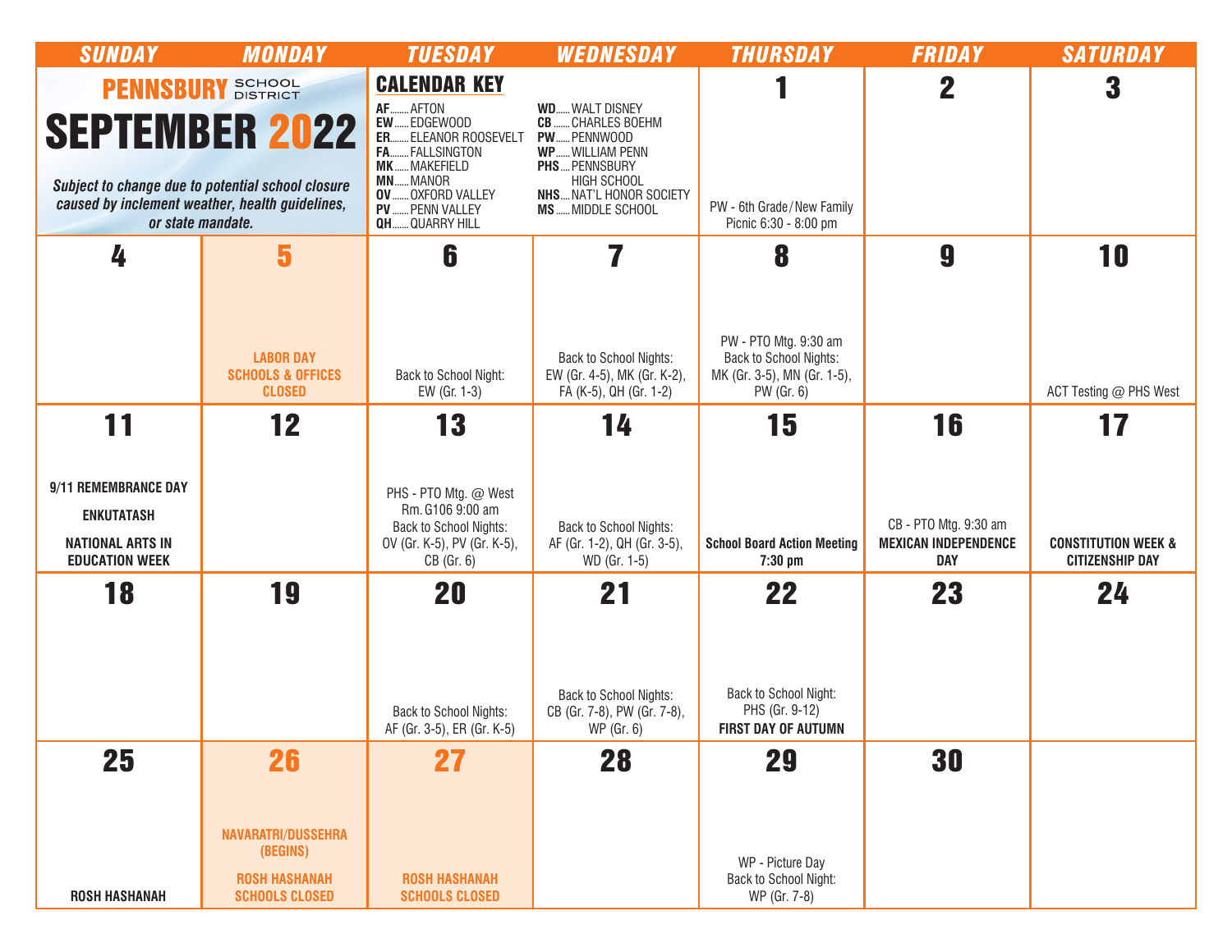# PENNSBURY SCHOOL DISTRICT

# SEPTEMBER 2022

*Subject to change due to potential school closure caused by inclement weather, health guidelines, or state mandate.*

## CALENDAR KEY

- **AF** ....... AFTON
- **EW** ....... EDGEWOOD
- **ER** ....... ELEANOR ROOSEVELT
- **FA** ....... FALLSINGTON
- **MK** ....... MAKEFIELD
- **MN** ....... MANOR
- **OV** ....... OXFORD VALLEY
- **PV** ....... PENN VALLEY
- **QH** ....... QUARRY HILL
- **WD** ....... WALT DISNEY
- **CB** ....... CHARLES BOEHM
- **PW** ....... PENNWOOD
- **WP** ....... WILLIAM PENN
- **PHS** .... PENNSBURY HIGH SCHOOL
- **NHS** .... NAT'L HONOR SOCIETY
- **MS** ....... MIDDLE SCHOOL

| SUNDAY | MONDAY | TUESDAY | WEDNESDAY | THURSDAY | FRIDAY | SATURDAY |
|---|---|---|---|---|---|---|
| | | | | **1** PW - 6th Grade/New Family Picnic 6:30 - 8:00 pm | **2** | **3** |
| **4** | **5** **LABOR DAY SCHOOLS & OFFICES CLOSED** | **6** Back to School Night: EW (Gr. 1-3) | **7** Back to School Nights: EW (Gr. 4-5), MK (Gr. K-2), FA (K-5), QH (Gr. 1-2) | **8** PW - PTO Mtg. 9:30 am Back to School Nights: MK (Gr. 3-5), MN (Gr. 1-5), PW (Gr. 6) | **9** | **10** ACT Testing @ PHS West |
| **11** **9/11 REMEMBRANCE DAY** **ENKUTATASH** **NATIONAL ARTS IN EDUCATION WEEK** | **12** | **13** PHS - PTO Mtg. @ West Rm. G106 9:00 am Back to School Nights: OV (Gr. K-5), PV (Gr. K-5), CB (Gr. 6) | **14** Back to School Nights: AF (Gr. 1-2), QH (Gr. 3-5), WD (Gr. 1-5) | **15** **School Board Action Meeting 7:30 pm** | **16** CB - PTO Mtg. 9:30 am **MEXICAN INDEPENDENCE DAY** | **17** **CONSTITUTION WEEK & CITIZENSHIP DAY** |
| **18** | **19** | **20** Back to School Nights: AF (Gr. 3-5), ER (Gr. K-5) | **21** Back to School Nights: CB (Gr. 7-8), PW (Gr. 7-8), WP (Gr. 6) | **22** Back to School Night: PHS (Gr. 9-12) **FIRST DAY OF AUTUMN** | **23** | **24** |
| **25** **ROSH HASHANAH** | **26** **NAVARATRI/DUSSEHRA (BEGINS)** **ROSH HASHANAH SCHOOLS CLOSED** | **27** **ROSH HASHANAH SCHOOLS CLOSED** | **28** | **29** WP - Picture Day Back to School Night: WP (Gr. 7-8) | **30** | |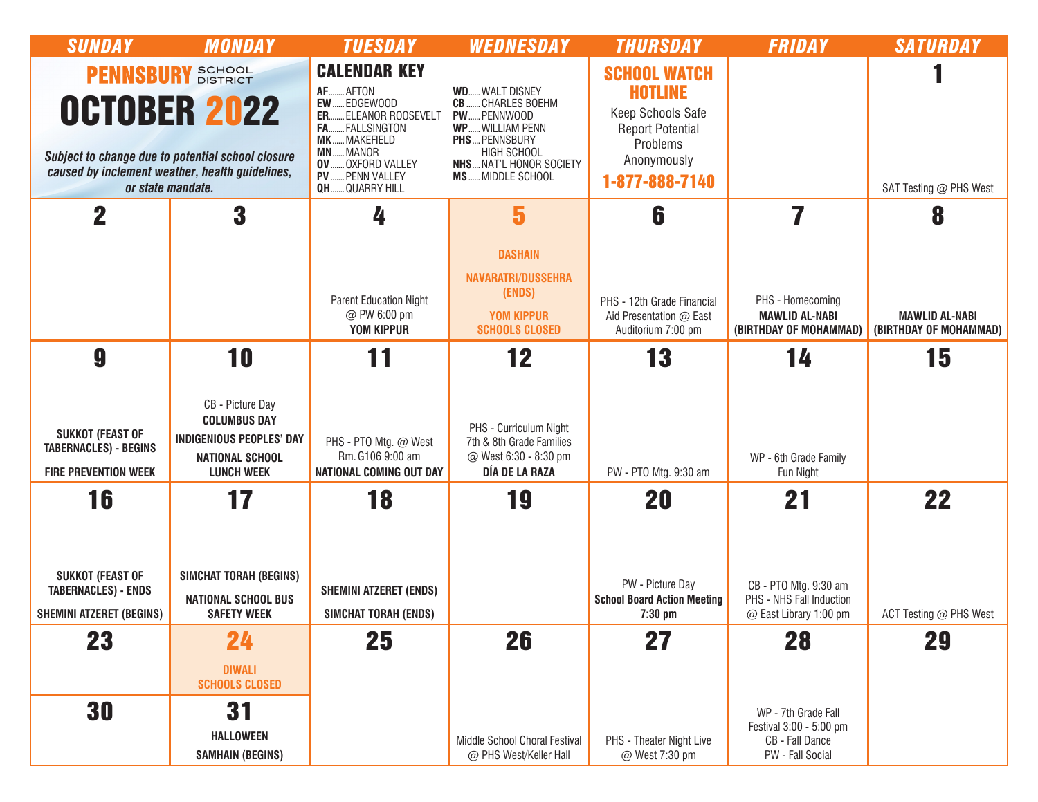# PENNSBURY SCHOOL DISTRICT

# OCTOBER 2022

*Subject to change due to potential school closure caused by inclement weather, health guidelines, or state mandate.*

## CALENDAR KEY

- **AF** ....... AFTON
- **EW** ...... EDGEWOOD
- **ER** ....... ELEANOR ROOSEVELT
- **FA** ....... FALLSINGTON
- **MK** ...... MAKEFIELD
- **MN** ...... MANOR
- **OV** ....... OXFORD VALLEY
- **PV** ....... PENN VALLEY
- **QH** ....... QUARRY HILL
- **WD** ...... WALT DISNEY
- **CB** ....... CHARLES BOEHM
- **PW** ...... PENNWOOD
- **WP** ...... WILLIAM PENN
- **PHS** .... PENNSBURY HIGH SCHOOL
- **NHS** .... NAT'L HONOR SOCIETY
- **MS** ...... MIDDLE SCHOOL

## SCHOOL WATCH HOTLINE

Keep Schools Safe
Report Potential Problems Anonymously
**1-877-888-7140**

| SUNDAY | MONDAY | TUESDAY | WEDNESDAY | THURSDAY | FRIDAY | SATURDAY |
|---|---|---|---|---|---|---|
| | | | | | | **1**<br>SAT Testing @ PHS West |
| **2** | **3** | **4**<br>Parent Education Night @ PW 6:00 pm<br>**YOM KIPPUR** | **5**<br>**DASHAIN**<br>**NAVARATRI/DUSSEHRA (ENDS)**<br>**YOM KIPPUR**<br>**SCHOOLS CLOSED** | **6**<br>PHS - 12th Grade Financial Aid Presentation @ East Auditorium 7:00 pm | **7**<br>PHS - Homecoming<br>**MAWLID AL-NABI (BIRTHDAY OF MOHAMMAD)** | **8**<br>**MAWLID AL-NABI (BIRTHDAY OF MOHAMMAD)** |
| **9**<br>**SUKKOT (FEAST OF TABERNACLES) - BEGINS**<br>**FIRE PREVENTION WEEK** | **10**<br>CB - Picture Day<br>**COLUMBUS DAY**<br>**INDIGENIOUS PEOPLES' DAY**<br>**NATIONAL SCHOOL LUNCH WEEK** | **11**<br>PHS - PTO Mtg. @ West Rm. G106 9:00 am<br>**NATIONAL COMING OUT DAY** | **12**<br>PHS - Curriculum Night 7th & 8th Grade Families @ West 6:30 - 8:30 pm<br>**DÍA DE LA RAZA** | **13**<br>PW - PTO Mtg. 9:30 am | **14**<br>WP - 6th Grade Family Fun Night | **15** |
| **16**<br>**SUKKOT (FEAST OF TABERNACLES) - ENDS**<br>**SHEMINI ATZERET (BEGINS)** | **17**<br>**SIMCHAT TORAH (BEGINS)**<br>**NATIONAL SCHOOL BUS SAFETY WEEK** | **18**<br>**SHEMINI ATZERET (ENDS)**<br>**SIMCHAT TORAH (ENDS)** | **19** | **20**<br>PW - Picture Day<br>**School Board Action Meeting 7:30 pm** | **21**<br>CB - PTO Mtg. 9:30 am<br>PHS - NHS Fall Induction @ East Library 1:00 pm | **22**<br>ACT Testing @ PHS West |
| **23** | **24**<br>**DIWALI**<br>**SCHOOLS CLOSED** | **25** | **26**<br>Middle School Choral Festival @ PHS West/Keller Hall | **27**<br>PHS - Theater Night Live @ West 7:30 pm | **28**<br>WP - 7th Grade Fall Festival 3:00 - 5:00 pm<br>CB - Fall Dance<br>PW - Fall Social | **29** |
| **30** | **31**<br>**HALLOWEEN**<br>**SAMHAIN (BEGINS)** | | | | | |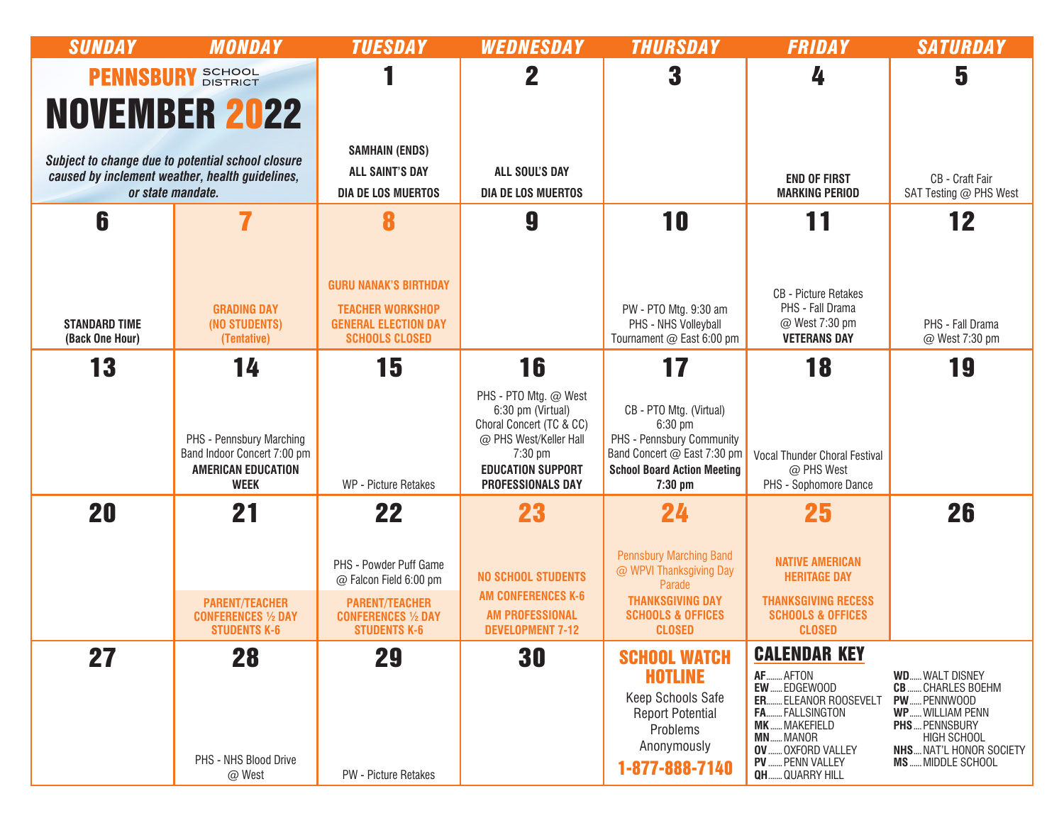# PENNSBURY SCHOOL DISTRICT

# NOVEMBER 2022

*Subject to change due to potential school closure caused by inclement weather, health guidelines, or state mandate.*

| SUNDAY | MONDAY | TUESDAY | WEDNESDAY | THURSDAY | FRIDAY | SATURDAY |
|---|---|---|---|---|---|---|
| | | **1**<br>**SAMHAIN (ENDS)**<br>**ALL SAINT'S DAY**<br>**DIA DE LOS MUERTOS** | **2**<br>**ALL SOUL'S DAY**<br>**DIA DE LOS MUERTOS** | **3** | **4**<br>**END OF FIRST MARKING PERIOD** | **5**<br>CB - Craft Fair<br>SAT Testing @ PHS West |
| **6**<br>**STANDARD TIME (Back One Hour)** | **7**<br>**GRADING DAY (NO STUDENTS) (Tentative)** | **8**<br>**GURU NANAK'S BIRTHDAY**<br>**TEACHER WORKSHOP**<br>**GENERAL ELECTION DAY**<br>**SCHOOLS CLOSED** | **9** | **10**<br>PW - PTO Mtg. 9:30 am<br>PHS - NHS Volleyball Tournament @ East 6:00 pm | **11**<br>CB - Picture Retakes<br>PHS - Fall Drama @ West 7:30 pm<br>**VETERANS DAY** | **12**<br>PHS - Fall Drama @ West 7:30 pm |
| **13** | **14**<br>PHS - Pennsbury Marching Band Indoor Concert 7:00 pm<br>**AMERICAN EDUCATION WEEK** | **15**<br>WP - Picture Retakes | **16**<br>PHS - PTO Mtg. @ West 6:30 pm (Virtual)<br>Choral Concert (TC & CC) @ PHS West/Keller Hall 7:30 pm<br>**EDUCATION SUPPORT PROFESSIONALS DAY** | **17**<br>CB - PTO Mtg. (Virtual) 6:30 pm<br>PHS - Pennsbury Community Band Concert @ East 7:30 pm<br>**School Board Action Meeting 7:30 pm** | **18**<br>Vocal Thunder Choral Festival @ PHS West<br>PHS - Sophomore Dance | **19** |
| **20** | **21**<br>**PARENT/TEACHER CONFERENCES ½ DAY STUDENTS K-6** | **22**<br>PHS - Powder Puff Game @ Falcon Field 6:00 pm<br>**PARENT/TEACHER CONFERENCES ½ DAY STUDENTS K-6** | **23**<br>**NO SCHOOL STUDENTS**<br>**AM CONFERENCES K-6**<br>**AM PROFESSIONAL DEVELOPMENT 7-12** | **24**<br>Pennsbury Marching Band @ WPVI Thanksgiving Day Parade<br>**THANKSGIVING DAY**<br>**SCHOOLS & OFFICES CLOSED** | **25**<br>**NATIVE AMERICAN HERITAGE DAY**<br>**THANKSGIVING RECESS**<br>**SCHOOLS & OFFICES CLOSED** | **26** |
| **27** | **28**<br>PHS - NHS Blood Drive @ West | **29**<br>PW - Picture Retakes | **30** | | | |

## SCHOOL WATCH HOTLINE

Keep Schools Safe
Report Potential Problems Anonymously

**1-877-888-7140**

## CALENDAR KEY

- **AF** ....... AFTON
- **EW** ..... EDGEWOOD
- **ER** ....... ELEANOR ROOSEVELT
- **FA** ....... FALLSINGTON
- **MK** ..... MAKEFIELD
- **MN** ..... MANOR
- **OV** ....... OXFORD VALLEY
- **PV** ....... PENN VALLEY
- **QH** ...... QUARRY HILL
- **WD** ..... WALT DISNEY
- **CB** ....... CHARLES BOEHM
- **PW** ..... PENNWOOD
- **WP** ..... WILLIAM PENN
- **PHS** .... PENNSBURY HIGH SCHOOL
- **NHS** .... NAT'L HONOR SOCIETY
- **MS** ...... MIDDLE SCHOOL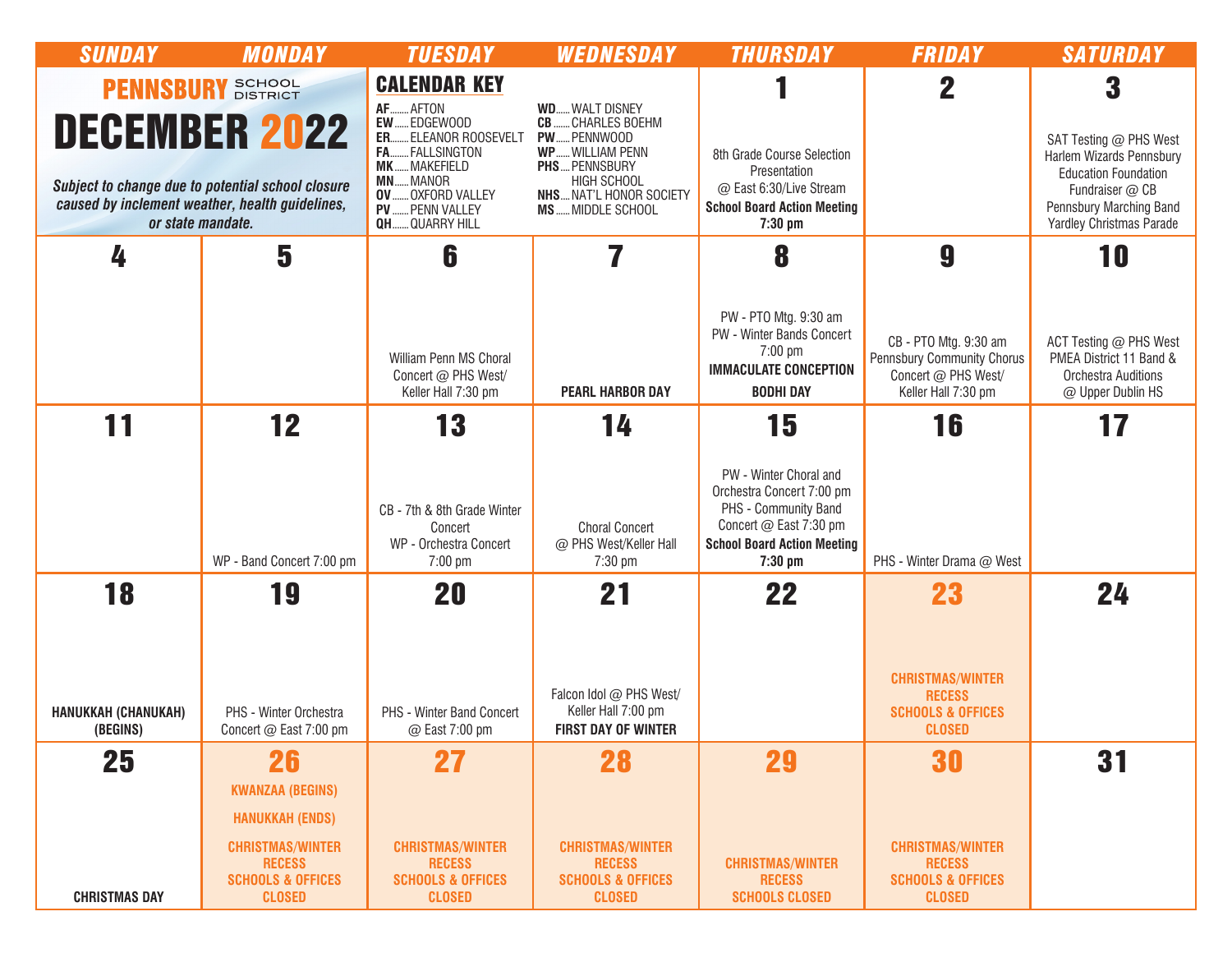# PENNSBURY SCHOOL DISTRICT

# DECEMBER 2022

*Subject to change due to potential school closure caused by inclement weather, health guidelines, or state mandate.*

## CALENDAR KEY

- **AF** ........ AFTON
- **EW** ...... EDGEWOOD
- **ER** ........ ELEANOR ROOSEVELT
- **FA** ........ FALLSINGTON
- **MK** ...... MAKEFIELD
- **MN** ...... MANOR
- **OV** ....... OXFORD VALLEY
- **PV** ....... PENN VALLEY
- **QH** ....... QUARRY HILL
- **WD** ...... WALT DISNEY
- **CB** ....... CHARLES BOEHM
- **PW** ...... PENNWOOD
- **WP** ...... WILLIAM PENN
- **PHS** .... PENNSBURY HIGH SCHOOL
- **NHS** .... NAT'L HONOR SOCIETY
- **MS** ...... MIDDLE SCHOOL

| SUNDAY | MONDAY | TUESDAY | WEDNESDAY | THURSDAY | FRIDAY | SATURDAY |
|---|---|---|---|---|---|---|
| | | | | **1** 8th Grade Course Selection Presentation @ East 6:30/Live Stream **School Board Action Meeting 7:30 pm** | **2** | **3** SAT Testing @ PHS West Harlem Wizards Pennsbury Education Foundation Fundraiser @ CB Pennsbury Marching Band Yardley Christmas Parade |
| **4** | **5** | **6** William Penn MS Choral Concert @ PHS West/ Keller Hall 7:30 pm | **7** **PEARL HARBOR DAY** | **8** PW - PTO Mtg. 9:30 am PW - Winter Bands Concert 7:00 pm **IMMACULATE CONCEPTION** **BODHI DAY** | **9** CB - PTO Mtg. 9:30 am Pennsbury Community Chorus Concert @ PHS West/ Keller Hall 7:30 pm | **10** ACT Testing @ PHS West PMEA District 11 Band & Orchestra Auditions @ Upper Dublin HS |
| **11** | **12** WP - Band Concert 7:00 pm | **13** CB - 7th & 8th Grade Winter Concert WP - Orchestra Concert 7:00 pm | **14** Choral Concert @ PHS West/Keller Hall 7:30 pm | **15** PW - Winter Choral and Orchestra Concert 7:00 pm PHS - Community Band Concert @ East 7:30 pm **School Board Action Meeting 7:30 pm** | **16** PHS - Winter Drama @ West | **17** |
| **18** **HANUKKAH (CHANUKAH) (BEGINS)** | **19** PHS - Winter Orchestra Concert @ East 7:00 pm | **20** PHS - Winter Band Concert @ East 7:00 pm | **21** Falcon Idol @ PHS West/ Keller Hall 7:00 pm **FIRST DAY OF WINTER** | **22** | **23** **CHRISTMAS/WINTER RECESS SCHOOLS & OFFICES CLOSED** | **24** |
| **25** **CHRISTMAS DAY** | **26** **KWANZAA (BEGINS)** **HANUKKAH (ENDS)** **CHRISTMAS/WINTER RECESS SCHOOLS & OFFICES CLOSED** | **27** **CHRISTMAS/WINTER RECESS SCHOOLS & OFFICES CLOSED** | **28** **CHRISTMAS/WINTER RECESS SCHOOLS & OFFICES CLOSED** | **29** **CHRISTMAS/WINTER RECESS SCHOOLS CLOSED** | **30** **CHRISTMAS/WINTER RECESS SCHOOLS & OFFICES CLOSED** | **31** |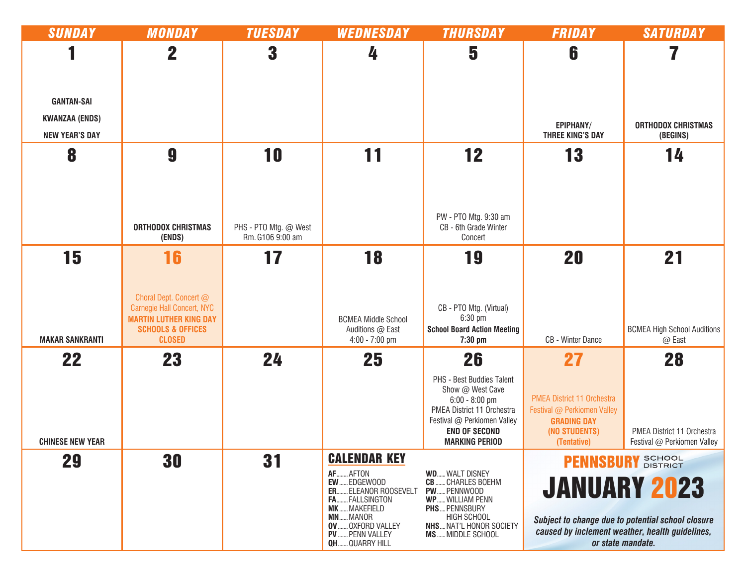# PENNSBURY SCHOOL DISTRICT

# JANUARY 2023

| SUNDAY | MONDAY | TUESDAY | WEDNESDAY | THURSDAY | FRIDAY | SATURDAY |
| --- | --- | --- | --- | --- | --- | --- |
| **1** GANTAN-SAI; KWANZAA (ENDS); NEW YEAR'S DAY | **2** | **3** | **4** | **5** | **6** EPIPHANY/ THREE KING'S DAY | **7** ORTHODOX CHRISTMAS (BEGINS) |
| **8** | **9** ORTHODOX CHRISTMAS (ENDS) | **10** PHS - PTO Mtg. @ West Rm. G106 9:00 am | **11** | **12** PW - PTO Mtg. 9:30 am; CB - 6th Grade Winter Concert | **13** | **14** |
| **15** MAKAR SANKRANTI | **16** Choral Dept. Concert @ Carnegie Hall Concert, NYC; **MARTIN LUTHER KING DAY SCHOOLS & OFFICES CLOSED** | **17** | **18** BCMEA Middle School Auditions @ East 4:00 - 7:00 pm | **19** CB - PTO Mtg. (Virtual) 6:30 pm; **School Board Action Meeting 7:30 pm** | **20** CB - Winter Dance | **21** BCMEA High School Auditions @ East |
| **22** CHINESE NEW YEAR | **23** | **24** | **25** | **26** PHS - Best Buddies Talent Show @ West Cave 6:00 - 8:00 pm; PMEA District 11 Orchestra Festival @ Perkiomen Valley; **END OF SECOND MARKING PERIOD** | **27** PMEA District 11 Orchestra Festival @ Perkiomen Valley; **GRADING DAY (NO STUDENTS) (Tentative)** | **28** PMEA District 11 Orchestra Festival @ Perkiomen Valley |
| **29** | **30** | **31** | | | | |

## CALENDAR KEY

- **AF** ........ AFTON
- **EW** ...... EDGEWOOD
- **ER** ........ ELEANOR ROOSEVELT
- **FA** ........ FALLSINGTON
- **MK** ...... MAKEFIELD
- **MN** ...... MANOR
- **OV** ....... OXFORD VALLEY
- **PV** ....... PENN VALLEY
- **QH** ....... QUARRY HILL
- **WD** ...... WALT DISNEY
- **CB** ....... CHARLES BOEHM
- **PW** ...... PENNWOOD
- **WP** ...... WILLIAM PENN
- **PHS** .... PENNSBURY HIGH SCHOOL
- **NHS** .... NAT'L HONOR SOCIETY
- **MS** ...... MIDDLE SCHOOL

*Subject to change due to potential school closure caused by inclement weather, health guidelines, or state mandate.*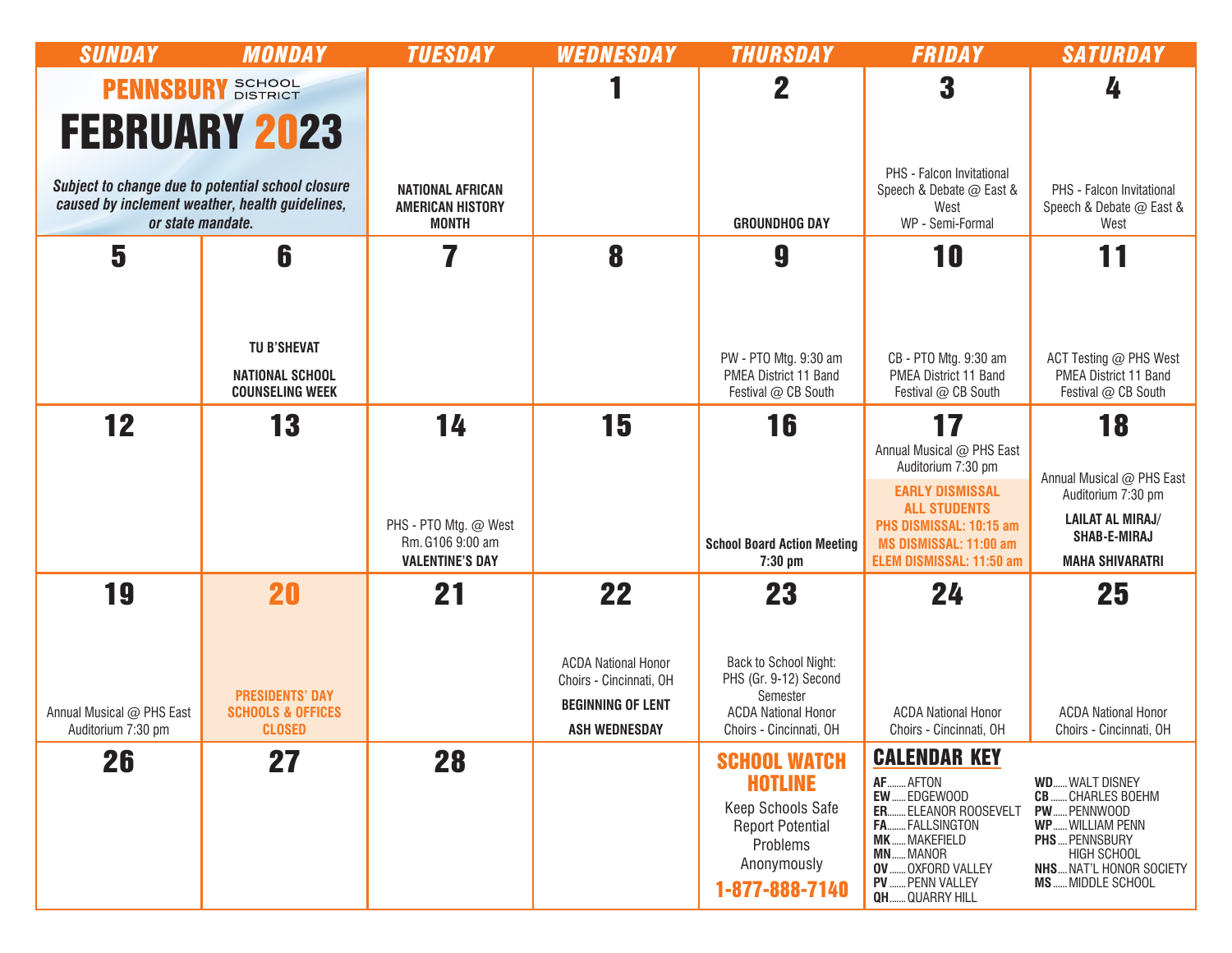# PENNSBURY SCHOOL DISTRICT

# FEBRUARY 2023

*Subject to change due to potential school closure caused by inclement weather, health guidelines, or state mandate.*

| SUNDAY | MONDAY | TUESDAY | WEDNESDAY | THURSDAY | FRIDAY | SATURDAY |
|---|---|---|---|---|---|---|
| | | **NATIONAL AFRICAN AMERICAN HISTORY MONTH** | **1** | **2** GROUNDHOG DAY | **3** PHS - Falcon Invitational Speech & Debate @ East & West; WP - Semi-Formal | **4** PHS - Falcon Invitational Speech & Debate @ East & West |
| **5** | **6** TU B'SHEVAT; NATIONAL SCHOOL COUNSELING WEEK | **7** | **8** | **9** PW - PTO Mtg. 9:30 am; PMEA District 11 Band Festival @ CB South | **10** CB - PTO Mtg. 9:30 am; PMEA District 11 Band Festival @ CB South | **11** ACT Testing @ PHS West; PMEA District 11 Band Festival @ CB South |
| **12** | **13** | **14** PHS - PTO Mtg. @ West Rm. G106 9:00 am; VALENTINE'S DAY | **15** | **16** School Board Action Meeting 7:30 pm | **17** Annual Musical @ PHS East Auditorium 7:30 pm; **EARLY DISMISSAL ALL STUDENTS** PHS DISMISSAL: 10:15 am; MS DISMISSAL: 11:00 am; ELEM DISMISSAL: 11:50 am | **18** Annual Musical @ PHS East Auditorium 7:30 pm; LAILAT AL MIRAJ/ SHAB-E-MIRAJ; MAHA SHIVARATRI |
| **19** Annual Musical @ PHS East Auditorium 7:30 pm | **20** **PRESIDENTS' DAY SCHOOLS & OFFICES CLOSED** | **21** | **22** ACDA National Honor Choirs - Cincinnati, OH; BEGINNING OF LENT; ASH WEDNESDAY | **23** Back to School Night: PHS (Gr. 9-12) Second Semester; ACDA National Honor Choirs - Cincinnati, OH | **24** ACDA National Honor Choirs - Cincinnati, OH | **25** ACDA National Honor Choirs - Cincinnati, OH |
| **26** | **27** | **28** | | | | |

## SCHOOL WATCH HOTLINE

Keep Schools Safe
Report Potential Problems Anonymously

**1-877-888-7140**

## CALENDAR KEY

- **AF** ........ AFTON
- **EW** ...... EDGEWOOD
- **ER** ........ ELEANOR ROOSEVELT
- **FA** ........ FALLSINGTON
- **MK** ...... MAKEFIELD
- **MN** ...... MANOR
- **OV** ....... OXFORD VALLEY
- **PV** ....... PENN VALLEY
- **QH** ....... QUARRY HILL
- **WD** ...... WALT DISNEY
- **CB** ....... CHARLES BOEHM
- **PW** ...... PENNWOOD
- **WP** ...... WILLIAM PENN
- **PHS** .... PENNSBURY HIGH SCHOOL
- **NHS** .... NAT'L HONOR SOCIETY
- **MS** ...... MIDDLE SCHOOL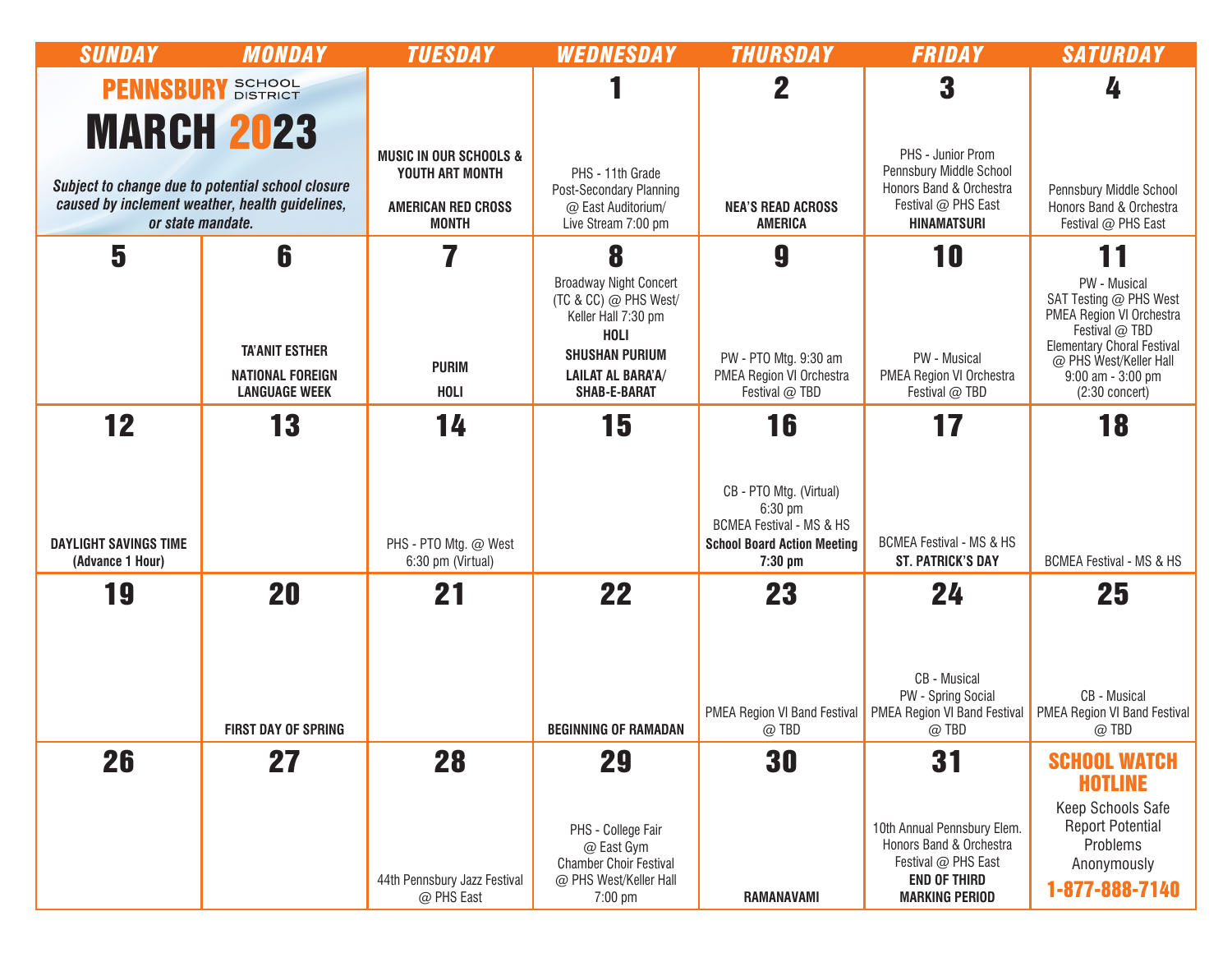# PENNSBURY SCHOOL DISTRICT

# MARCH 2023

*Subject to change due to potential school closure caused by inclement weather, health guidelines, or state mandate.*

| SUNDAY | MONDAY | TUESDAY | WEDNESDAY | THURSDAY | FRIDAY | SATURDAY |
|---|---|---|---|---|---|---|
| | | **MUSIC IN OUR SCHOOLS & YOUTH ART MONTH** <br> **AMERICAN RED CROSS MONTH** | **1** <br> PHS - 11th Grade Post-Secondary Planning @ East Auditorium/ Live Stream 7:00 pm | **2** <br> **NEA'S READ ACROSS AMERICA** | **3** <br> PHS - Junior Prom <br> Pennsbury Middle School Honors Band & Orchestra Festival @ PHS East <br> **HINAMATSURI** | **4** <br> Pennsbury Middle School Honors Band & Orchestra Festival @ PHS East |
| **5** | **6** <br> **TA'ANIT ESTHER** <br> **NATIONAL FOREIGN LANGUAGE WEEK** | **7** <br> **PURIM** <br> **HOLI** | **8** <br> Broadway Night Concert (TC & CC) @ PHS West/ Keller Hall 7:30 pm <br> **HOLI** <br> **SHUSHAN PURIUM** <br> **LAILAT AL BARA'A/ SHAB-E-BARAT** | **9** <br> PW - PTO Mtg. 9:30 am <br> PMEA Region VI Orchestra Festival @ TBD | **10** <br> PW - Musical <br> PMEA Region VI Orchestra Festival @ TBD | **11** <br> PW - Musical <br> SAT Testing @ PHS West <br> PMEA Region VI Orchestra Festival @ TBD <br> Elementary Choral Festival @ PHS West/Keller Hall 9:00 am - 3:00 pm (2:30 concert) |
| **12** <br> **DAYLIGHT SAVINGS TIME (Advance 1 Hour)** | **13** | **14** <br> PHS - PTO Mtg. @ West 6:30 pm (Virtual) | **15** | **16** <br> CB - PTO Mtg. (Virtual) 6:30 pm <br> BCMEA Festival - MS & HS <br> **School Board Action Meeting 7:30 pm** | **17** <br> BCMEA Festival - MS & HS <br> **ST. PATRICK'S DAY** | **18** <br> BCMEA Festival - MS & HS |
| **19** | **20** <br> **FIRST DAY OF SPRING** | **21** | **22** <br> **BEGINNING OF RAMADAN** | **23** <br> PMEA Region VI Band Festival @ TBD | **24** <br> CB - Musical <br> PW - Spring Social <br> PMEA Region VI Band Festival @ TBD | **25** <br> CB - Musical <br> PMEA Region VI Band Festival @ TBD |
| **26** | **27** | **28** <br> 44th Pennsbury Jazz Festival @ PHS East | **29** <br> PHS - College Fair @ East Gym <br> Chamber Choir Festival @ PHS West/Keller Hall 7:00 pm | **30** <br> **RAMANAVAMI** | **31** <br> 10th Annual Pennsbury Elem. Honors Band & Orchestra Festival @ PHS East <br> **END OF THIRD MARKING PERIOD** | **SCHOOL WATCH HOTLINE** <br> Keep Schools Safe Report Potential Problems Anonymously <br> **1-877-888-7140** |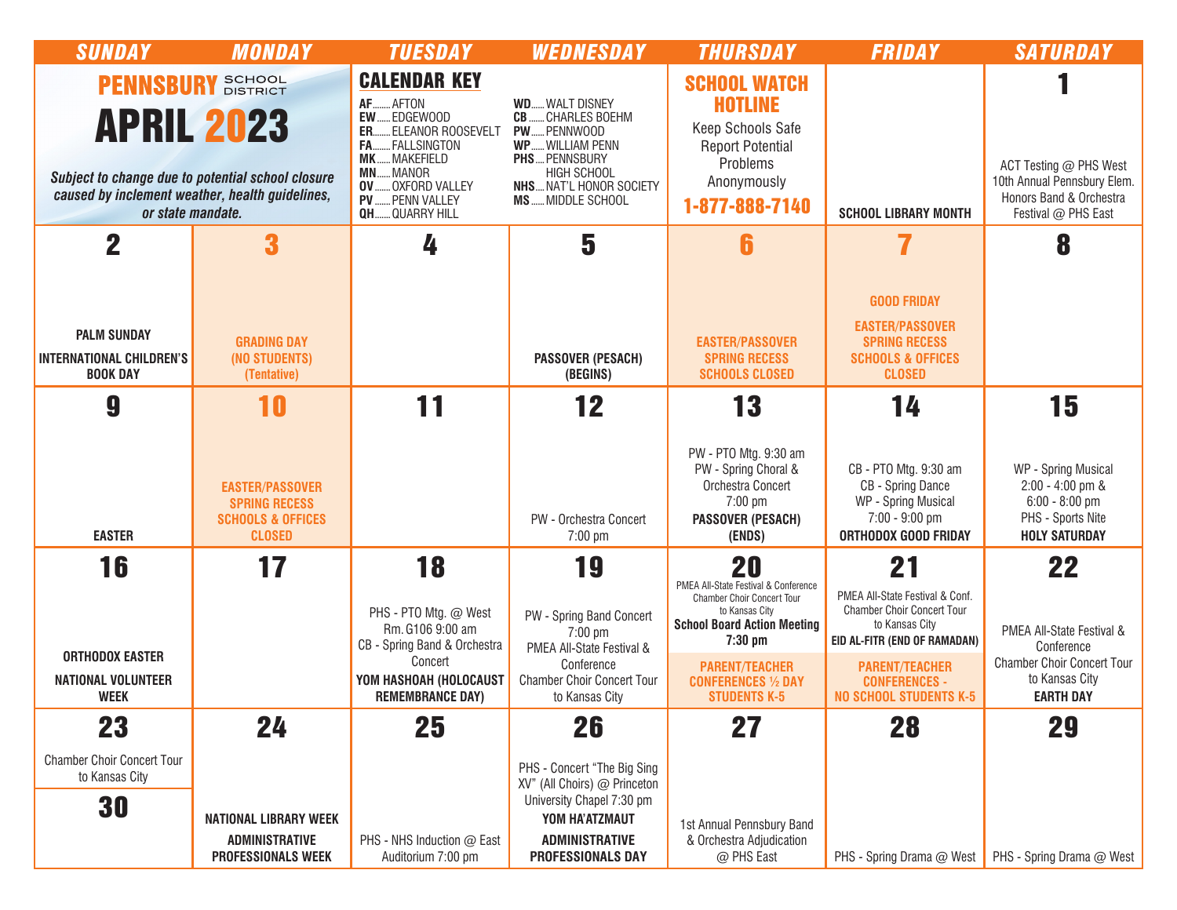# PENNSBURY SCHOOL DISTRICT

# APRIL 2023

*Subject to change due to potential school closure caused by inclement weather, health guidelines, or state mandate.*

**CALENDAR KEY**

- AF....... AFTON
- EW...... EDGEWOOD
- ER....... ELEANOR ROOSEVELT
- FA....... FALLSINGTON
- MK...... MAKEFIELD
- MN...... MANOR
- OV...... OXFORD VALLEY
- PV...... PENN VALLEY
- QH...... QUARRY HILL
- WD...... WALT DISNEY
- CB...... CHARLES BOEHM
- PW...... PENNWOOD
- WP...... WILLIAM PENN
- PHS.... PENNSBURY HIGH SCHOOL
- NHS.... NAT'L HONOR SOCIETY
- MS...... MIDDLE SCHOOL

**SCHOOL WATCH HOTLINE**
Keep Schools Safe
Report Potential Problems Anonymously
**1-877-888-7140**

| SUNDAY | MONDAY | TUESDAY | WEDNESDAY | THURSDAY | FRIDAY | SATURDAY |
|---|---|---|---|---|---|---|
| | | | | | SCHOOL LIBRARY MONTH | **1** ACT Testing @ PHS West; 10th Annual Pennsbury Elem. Honors Band & Orchestra Festival @ PHS East |
| **2** PALM SUNDAY; INTERNATIONAL CHILDREN'S BOOK DAY | **3** GRADING DAY (NO STUDENTS) (Tentative) | **4** | **5** PASSOVER (PESACH) (BEGINS) | **6** EASTER/PASSOVER SPRING RECESS SCHOOLS CLOSED | **7** GOOD FRIDAY; EASTER/PASSOVER SPRING RECESS SCHOOLS & OFFICES CLOSED | **8** |
| **9** EASTER | **10** EASTER/PASSOVER SPRING RECESS SCHOOLS & OFFICES CLOSED | **11** | **12** PW - Orchestra Concert 7:00 pm | **13** PW - PTO Mtg. 9:30 am; PW - Spring Choral & Orchestra Concert 7:00 pm; PASSOVER (PESACH) (ENDS) | **14** CB - PTO Mtg. 9:30 am; CB - Spring Dance; WP - Spring Musical 7:00 - 9:00 pm; ORTHODOX GOOD FRIDAY | **15** WP - Spring Musical 2:00 - 4:00 pm & 6:00 - 8:00 pm; PHS - Sports Nite; HOLY SATURDAY |
| **16** ORTHODOX EASTER; NATIONAL VOLUNTEER WEEK | **17** | **18** PHS - PTO Mtg. @ West Rm. G106 9:00 am; CB - Spring Band & Orchestra Concert; YOM HASHOAH (HOLOCAUST REMEMBRANCE DAY) | **19** PW - Spring Band Concert 7:00 pm; PMEA All-State Festival & Conference; Chamber Choir Concert Tour to Kansas City | **20** PMEA All-State Festival & Conference; Chamber Choir Concert Tour to Kansas City; School Board Action Meeting 7:30 pm; PARENT/TEACHER CONFERENCES ½ DAY STUDENTS K-5 | **21** PMEA All-State Festival & Conf.; Chamber Choir Concert Tour to Kansas City; EID AL-FITR (END OF RAMADAN); PARENT/TEACHER CONFERENCES - NO SCHOOL STUDENTS K-5 | **22** PMEA All-State Festival & Conference; Chamber Choir Concert Tour to Kansas City; EARTH DAY |
| **23** Chamber Choir Concert Tour to Kansas City / **30** | **24** NATIONAL LIBRARY WEEK; ADMINISTRATIVE PROFESSIONALS WEEK | **25** PHS - NHS Induction @ East Auditorium 7:00 pm | **26** PHS - Concert "The Big Sing XV" (All Choirs) @ Princeton University Chapel 7:30 pm; YOM HA'ATZMAUT; ADMINISTRATIVE PROFESSIONALS DAY | **27** 1st Annual Pennsbury Band & Orchestra Adjudication @ PHS East | **28** PHS - Spring Drama @ West | **29** PHS - Spring Drama @ West |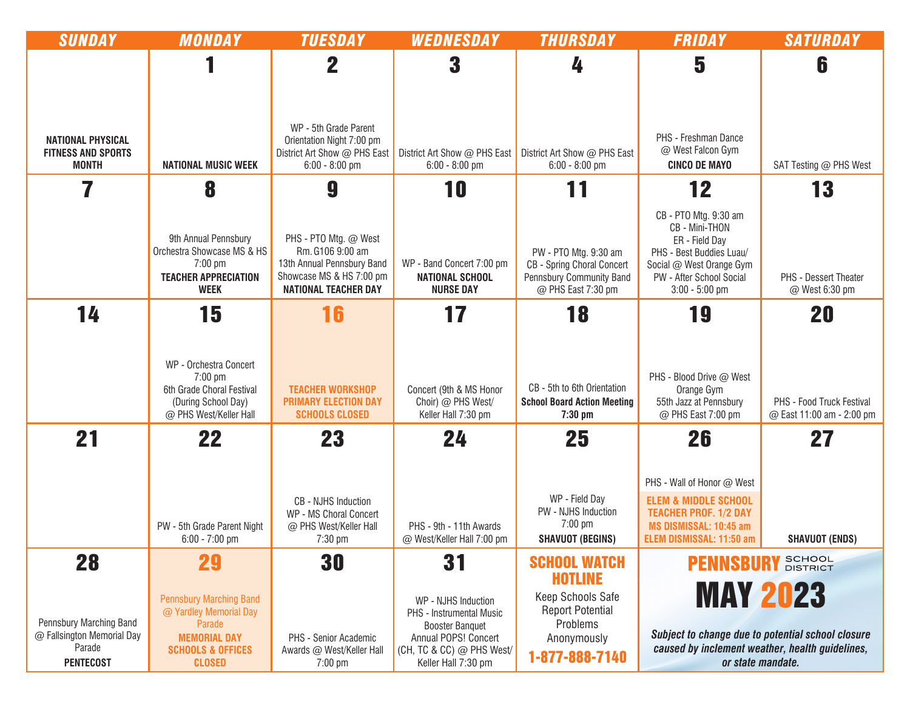# PENNSBURY SCHOOL DISTRICT

# MAY 2023

| SUNDAY | MONDAY | TUESDAY | WEDNESDAY | THURSDAY | FRIDAY | SATURDAY |
|---|---|---|---|---|---|---|
| **NATIONAL PHYSICAL FITNESS AND SPORTS MONTH** | **1** <br> **NATIONAL MUSIC WEEK** | **2** <br> WP - 5th Grade Parent Orientation Night 7:00 pm <br> District Art Show @ PHS East 6:00 - 8:00 pm | **3** <br> District Art Show @ PHS East 6:00 - 8:00 pm | **4** <br> District Art Show @ PHS East 6:00 - 8:00 pm | **5** <br> PHS - Freshman Dance @ West Falcon Gym <br> **CINCO DE MAYO** | **6** <br> SAT Testing @ PHS West |
| **7** | **8** <br> 9th Annual Pennsbury Orchestra Showcase MS & HS 7:00 pm <br> **TEACHER APPRECIATION WEEK** | **9** <br> PHS - PTO Mtg. @ West Rm. G106 9:00 am <br> 13th Annual Pennsbury Band Showcase MS & HS 7:00 pm <br> **NATIONAL TEACHER DAY** | **10** <br> WP - Band Concert 7:00 pm <br> **NATIONAL SCHOOL NURSE DAY** | **11** <br> PW - PTO Mtg. 9:30 am <br> CB - Spring Choral Concert <br> Pennsbury Community Band @ PHS East 7:30 pm | **12** <br> CB - PTO Mtg. 9:30 am <br> CB - Mini-THON <br> ER - Field Day <br> PHS - Best Buddies Luau/ Social @ West Orange Gym <br> PW - After School Social 3:00 - 5:00 pm | **13** <br> PHS - Dessert Theater @ West 6:30 pm |
| **14** | **15** <br> WP - Orchestra Concert 7:00 pm <br> 6th Grade Choral Festival (During School Day) @ PHS West/Keller Hall | **16** <br> **TEACHER WORKSHOP** <br> **PRIMARY ELECTION DAY** <br> **SCHOOLS CLOSED** | **17** <br> Concert (9th & MS Honor Choir) @ PHS West/ Keller Hall 7:30 pm | **18** <br> CB - 5th to 6th Orientation <br> **School Board Action Meeting 7:30 pm** | **19** <br> PHS - Blood Drive @ West Orange Gym <br> 55th Jazz at Pennsbury @ PHS East 7:00 pm | **20** <br> PHS - Food Truck Festival @ East 11:00 am - 2:00 pm |
| **21** | **22** <br> PW - 5th Grade Parent Night 6:00 - 7:00 pm | **23** <br> CB - NJHS Induction <br> WP - MS Choral Concert @ PHS West/Keller Hall 7:30 pm | **24** <br> PHS - 9th - 11th Awards @ West/Keller Hall 7:00 pm | **25** <br> WP - Field Day <br> PW - NJHS Induction 7:00 pm <br> **SHAVUOT (BEGINS)** | **26** <br> PHS - Wall of Honor @ West <br> **ELEM & MIDDLE SCHOOL TEACHER PROF. 1/2 DAY** <br> **MS DISMISSAL: 10:45 am** <br> **ELEM DISMISSAL: 11:50 am** | **27** <br> **SHAVUOT (ENDS)** |
| **28** <br> Pennsbury Marching Band @ Fallsington Memorial Day Parade <br> **PENTECOST** | **29** <br> Pennsbury Marching Band @ Yardley Memorial Day Parade <br> **MEMORIAL DAY** <br> **SCHOOLS & OFFICES CLOSED** | **30** <br> PHS - Senior Academic Awards @ West/Keller Hall 7:00 pm | **31** <br> WP - NJHS Induction <br> PHS - Instrumental Music Booster Banquet <br> Annual POPS! Concert (CH, TC & CC) @ PHS West/ Keller Hall 7:30 pm | **SCHOOL WATCH HOTLINE** <br> Keep Schools Safe <br> Report Potential Problems Anonymously <br> **1-877-888-7140** | | |

***Subject to change due to potential school closure caused by inclement weather, health guidelines, or state mandate.***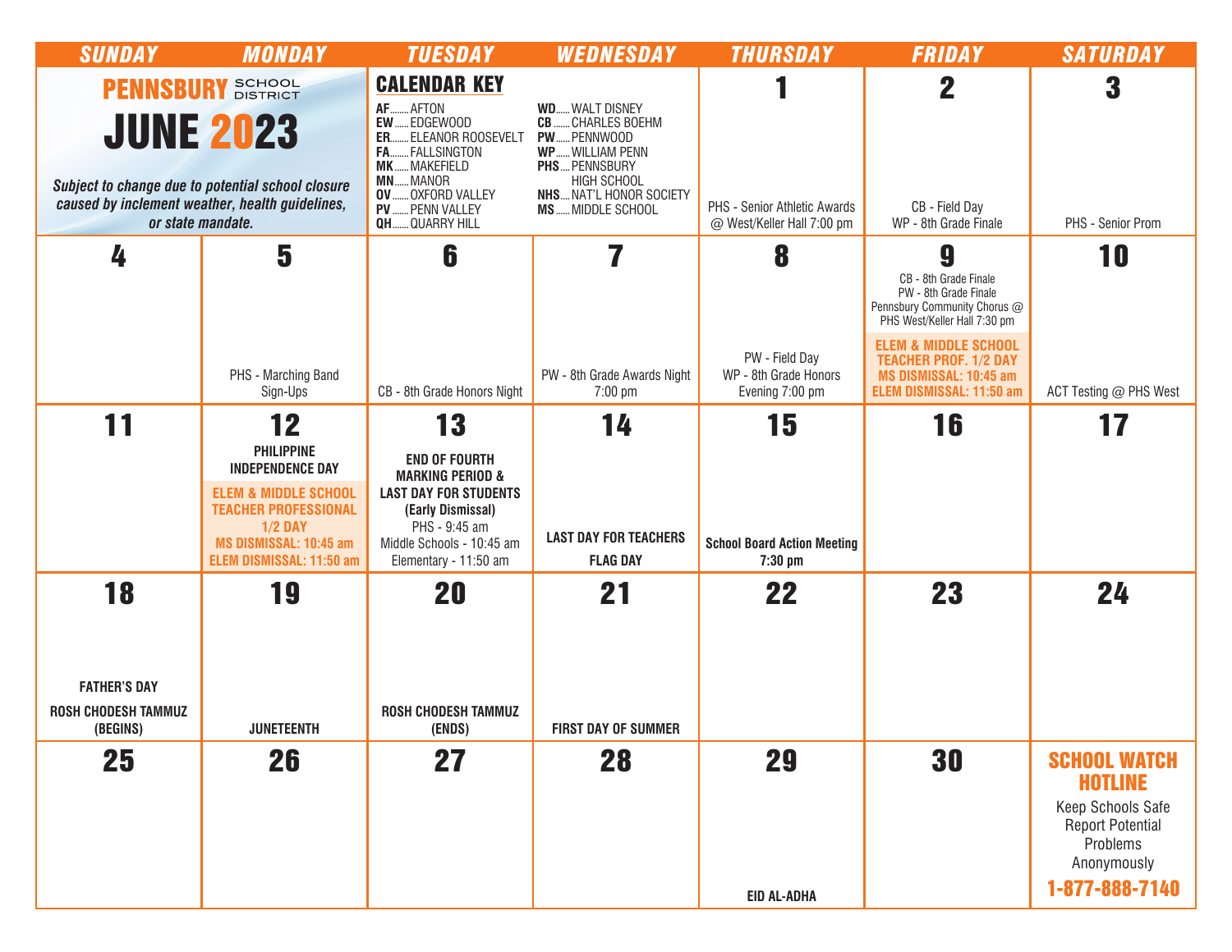# PENNSBURY SCHOOL DISTRICT

# JUNE 2023

*Subject to change due to potential school closure caused by inclement weather, health guidelines, or state mandate.*

## CALENDAR KEY

- **AF** ....... AFTON
- **EW** ...... EDGEWOOD
- **ER** ....... ELEANOR ROOSEVELT
- **FA** ....... FALLSINGTON
- **MK** ...... MAKEFIELD
- **MN** ...... MANOR
- **OV** ....... OXFORD VALLEY
- **PV** ....... PENN VALLEY
- **QH** ....... QUARRY HILL
- **WD** ...... WALT DISNEY
- **CB** ....... CHARLES BOEHM
- **PW** ...... PENNWOOD
- **WP** ...... WILLIAM PENN
- **PHS** .... PENNSBURY HIGH SCHOOL
- **NHS** .... NAT'L HONOR SOCIETY
- **MS** ...... MIDDLE SCHOOL

| SUNDAY | MONDAY | TUESDAY | WEDNESDAY | THURSDAY | FRIDAY | SATURDAY |
|---|---|---|---|---|---|---|
| | | | | **1** PHS - Senior Athletic Awards @ West/Keller Hall 7:00 pm | **2** CB - Field Day; WP - 8th Grade Finale | **3** PHS - Senior Prom |
| **4** | **5** PHS - Marching Band Sign-Ups | **6** CB - 8th Grade Honors Night | **7** PW - 8th Grade Awards Night 7:00 pm | **8** PW - Field Day; WP - 8th Grade Honors Evening 7:00 pm | **9** CB - 8th Grade Finale; PW - 8th Grade Finale; Pennsbury Community Chorus @ PHS West/Keller Hall 7:30 pm; **ELEM & MIDDLE SCHOOL TEACHER PROF. 1/2 DAY; MS DISMISSAL: 10:45 am; ELEM DISMISSAL: 11:50 am** | **10** ACT Testing @ PHS West |
| **11** | **12** **PHILIPPINE INDEPENDENCE DAY**; **ELEM & MIDDLE SCHOOL TEACHER PROFESSIONAL 1/2 DAY; MS DISMISSAL: 10:45 am; ELEM DISMISSAL: 11:50 am** | **13** **END OF FOURTH MARKING PERIOD & LAST DAY FOR STUDENTS (Early Dismissal)** PHS - 9:45 am; Middle Schools - 10:45 am; Elementary - 11:50 am | **14** **LAST DAY FOR TEACHERS**; **FLAG DAY** | **15** **School Board Action Meeting 7:30 pm** | **16** | **17** |
| **18** **FATHER'S DAY**; **ROSH CHODESH TAMMUZ (BEGINS)** | **19** **JUNETEENTH** | **20** **ROSH CHODESH TAMMUZ (ENDS)** | **21** **FIRST DAY OF SUMMER** | **22** | **23** | **24** |
| **25** | **26** | **27** | **28** | **29** **EID AL-ADHA** | **30** | **SCHOOL WATCH HOTLINE** Keep Schools Safe Report Potential Problems Anonymously **1-877-888-7140** |